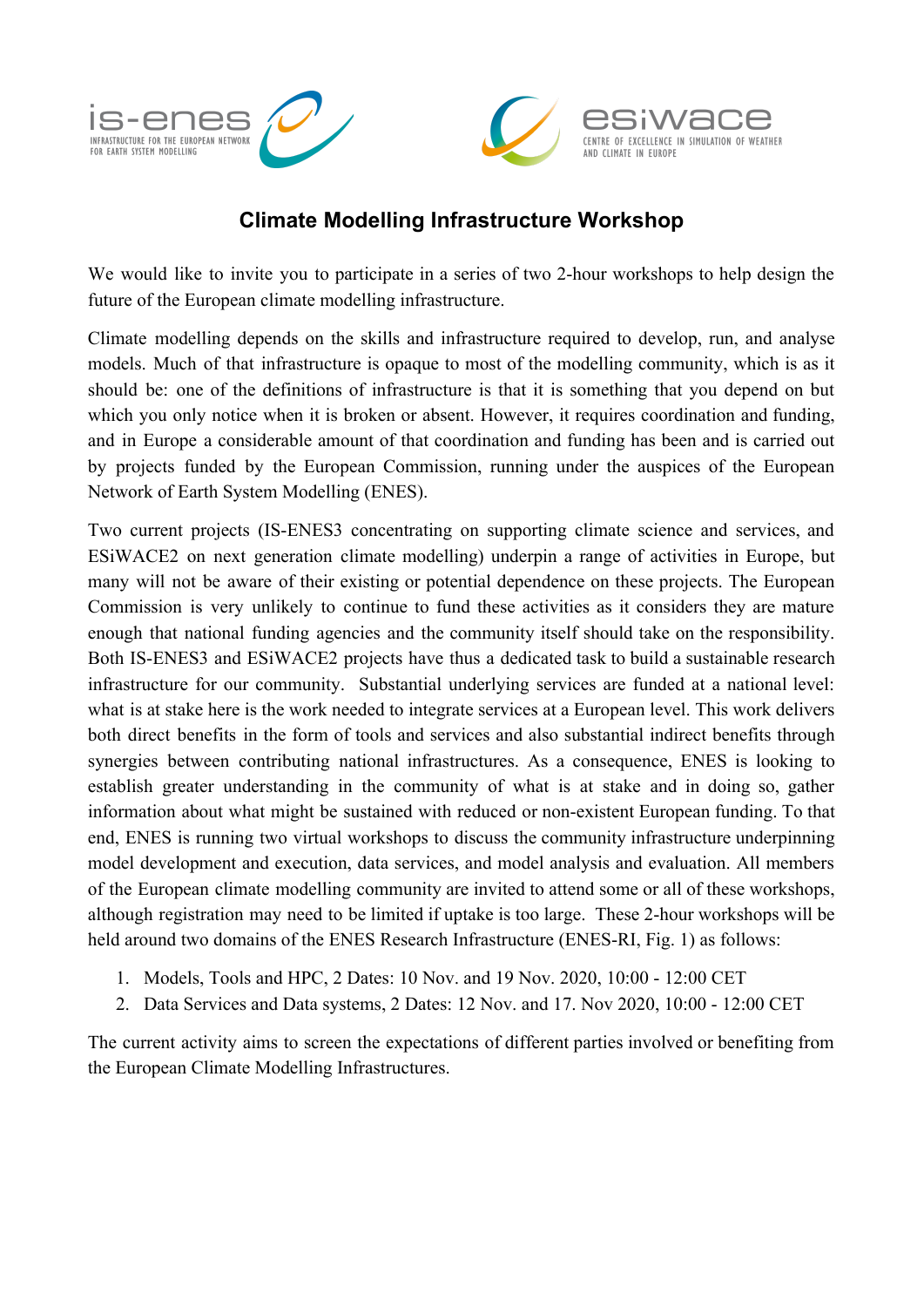is-enes
INFRASTRUCTURE FOR THE EUROPEAN NETWORK FOR EARTH SYSTEM MODELLING

esiwace
CENTRE OF EXCELLENCE IN SIMULATION OF WEATHER AND CLIMATE IN EUROPE

# Climate Modelling Infrastructure Workshop

We would like to invite you to participate in a series of two 2-hour workshops to help design the future of the European climate modelling infrastructure.

Climate modelling depends on the skills and infrastructure required to develop, run, and analyse models. Much of that infrastructure is opaque to most of the modelling community, which is as it should be: one of the definitions of infrastructure is that it is something that you depend on but which you only notice when it is broken or absent. However, it requires coordination and funding, and in Europe a considerable amount of that coordination and funding has been and is carried out by projects funded by the European Commission, running under the auspices of the European Network of Earth System Modelling (ENES).

Two current projects (IS-ENES3 concentrating on supporting climate science and services, and ESiWACE2 on next generation climate modelling) underpin a range of activities in Europe, but many will not be aware of their existing or potential dependence on these projects. The European Commission is very unlikely to continue to fund these activities as it considers they are mature enough that national funding agencies and the community itself should take on the responsibility. Both IS-ENES3 and ESiWACE2 projects have thus a dedicated task to build a sustainable research infrastructure for our community. Substantial underlying services are funded at a national level: what is at stake here is the work needed to integrate services at a European level. This work delivers both direct benefits in the form of tools and services and also substantial indirect benefits through synergies between contributing national infrastructures. As a consequence, ENES is looking to establish greater understanding in the community of what is at stake and in doing so, gather information about what might be sustained with reduced or non-existent European funding. To that end, ENES is running two virtual workshops to discuss the community infrastructure underpinning model development and execution, data services, and model analysis and evaluation. All members of the European climate modelling community are invited to attend some or all of these workshops, although registration may need to be limited if uptake is too large. These 2-hour workshops will be held around two domains of the ENES Research Infrastructure (ENES-RI, Fig. 1) as follows:

1. Models, Tools and HPC, 2 Dates: 10 Nov. and 19 Nov. 2020, 10:00 - 12:00 CET
2. Data Services and Data systems, 2 Dates: 12 Nov. and 17. Nov 2020, 10:00 - 12:00 CET

The current activity aims to screen the expectations of different parties involved or benefiting from the European Climate Modelling Infrastructures.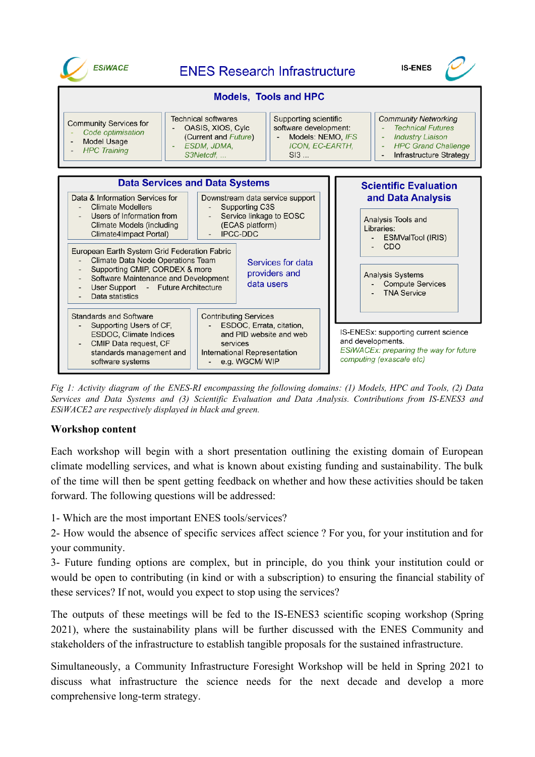ESiWACE

ENES Research Infrastructure

IS-ENES

**Models, Tools and HPC**

Community Services for
- *Code optimisation*
- Model Usage
- *HPC Training*

Technical softwares
- OASIS, XIOS, Cylc (Current and *Future*)
- *ESDM, JDMA, S3Netcdf, ...*

Supporting scientific software development:
- Models: NEMO, *IFS ICON, EC-EARTH,* SI3 ...

*Community Networking*
- *Technical Futures*
- *Industry Liaison*
- *HPC Grand Challenge*
- Infrastructure Strategy

**Data Services and Data Systems**

Data & Information Services for
- Climate Modellers
- Users of Information from Climate Models (including Climate4Impact Portal)

Downstream data service support
- Supporting C3S
- Service linkage to EOSC (ECAS platform)
- IPCC-DDC

European Earth System Grid Federation Fabric
- Climate Data Node Operations Team
- Supporting CMIP, CORDEX & more
- Software Maintenance and Development
- User Support - Future Architecture
- Data statistics

Services for data providers and data users

Standards and Software
- Supporting Users of CF, ESDOC, Climate Indices
- CMIP Data request, CF standards management and software systems

Contributing Services
- ESDOC, Errata, citation, and PID website and web services

International Representation
- e.g. WGCM/ WIP

**Scientific Evaluation and Data Analysis**

Analysis Tools and Libraries:
- ESMValTool (IRIS)
- CDO

Analysis Systems
- Compute Services
- TNA Service

IS-ENESx: supporting current science and developments.
*ESiWACEx: preparing the way for future computing (exascale etc)*

*Fig 1: Activity diagram of the ENES-RI encompassing the following domains: (1) Models, HPC and Tools, (2) Data Services and Data Systems and (3) Scientific Evaluation and Data Analysis. Contributions from IS-ENES3 and ESiWACE2 are respectively displayed in black and green.*

**Workshop content**

Each workshop will begin with a short presentation outlining the existing domain of European climate modelling services, and what is known about existing funding and sustainability. The bulk of the time will then be spent getting feedback on whether and how these activities should be taken forward. The following questions will be addressed:

1- Which are the most important ENES tools/services?
2- How would the absence of specific services affect science ? For you, for your institution and for your community.
3- Future funding options are complex, but in principle, do you think your institution could or would be open to contributing (in kind or with a subscription) to ensuring the financial stability of these services? If not, would you expect to stop using the services?

The outputs of these meetings will be fed to the IS-ENES3 scientific scoping workshop (Spring 2021), where the sustainability plans will be further discussed with the ENES Community and stakeholders of the infrastructure to establish tangible proposals for the sustained infrastructure.

Simultaneously, a Community Infrastructure Foresight Workshop will be held in Spring 2021 to discuss what infrastructure the science needs for the next decade and develop a more comprehensive long-term strategy.